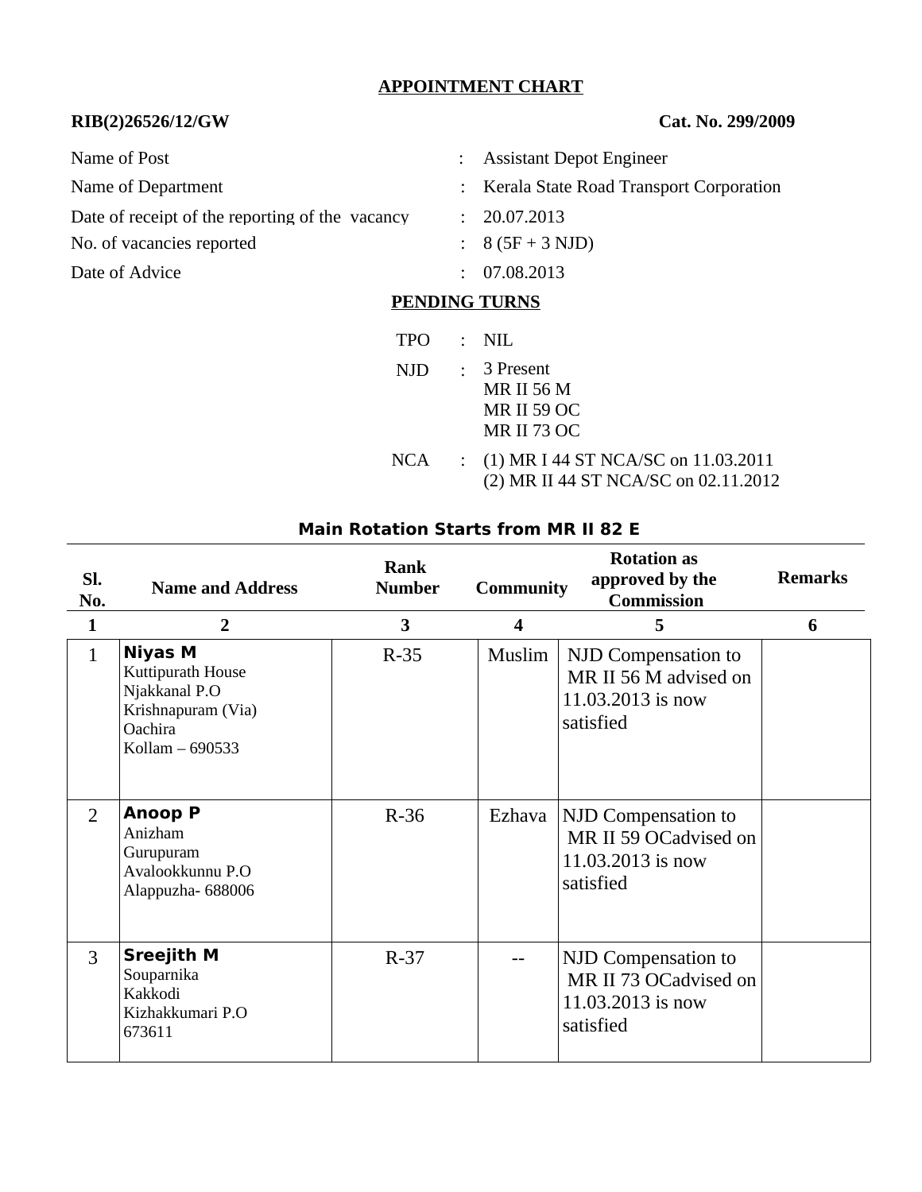## APPOINTMENT CHART

**RIB(2)26526/12/GW** **Cat. No. 299/2009**

| | | |
|---|---|---|
| Name of Post | : | Assistant Depot Engineer |
| Name of Department | : | Kerala State Road Transport Corporation |
| Date of receipt of the reporting of the vacancy | : | 20.07.2013 |
| No. of vacancies reported | : | 8 (5F + 3 NJD) |
| Date of Advice | : | 07.08.2013 |

### PENDING TURNS

| | | |
|---|---|---|
| TPO | : | NIL |
| NJD | : | 3 Present<br>MR II 56 M<br>MR II 59 OC<br>MR II 73 OC |
| NCA | : | (1) MR I 44 ST NCA/SC on 11.03.2011<br>(2) MR II 44 ST NCA/SC on 02.11.2012 |

**Main Rotation Starts from MR II 82 E**

| Sl. No. | Name and Address | Rank Number | Community | Rotation as approved by the Commission | Remarks |
|---|---|---|---|---|---|
| 1 | 2 | 3 | 4 | 5 | 6 |
| 1 | **Niyas M**<br>Kuttipurath House<br>Njakkanal P.O<br>Krishnapuram (Via)<br>Oachira<br>Kollam – 690533 | R-35 | Muslim | NJD Compensation to MR II 56 M advised on 11.03.2013 is now satisfied | |
| 2 | **Anoop P**<br>Anizham<br>Gurupuram<br>Avalookkunnu P.O<br>Alappuzha- 688006 | R-36 | Ezhava | NJD Compensation to MR II 59 OCadvised on 11.03.2013 is now satisfied | |
| 3 | **Sreejith M**<br>Souparnika<br>Kakkodi<br>Kizhakkumari P.O<br>673611 | R-37 | -- | NJD Compensation to MR II 73 OCadvised on 11.03.2013 is now satisfied | |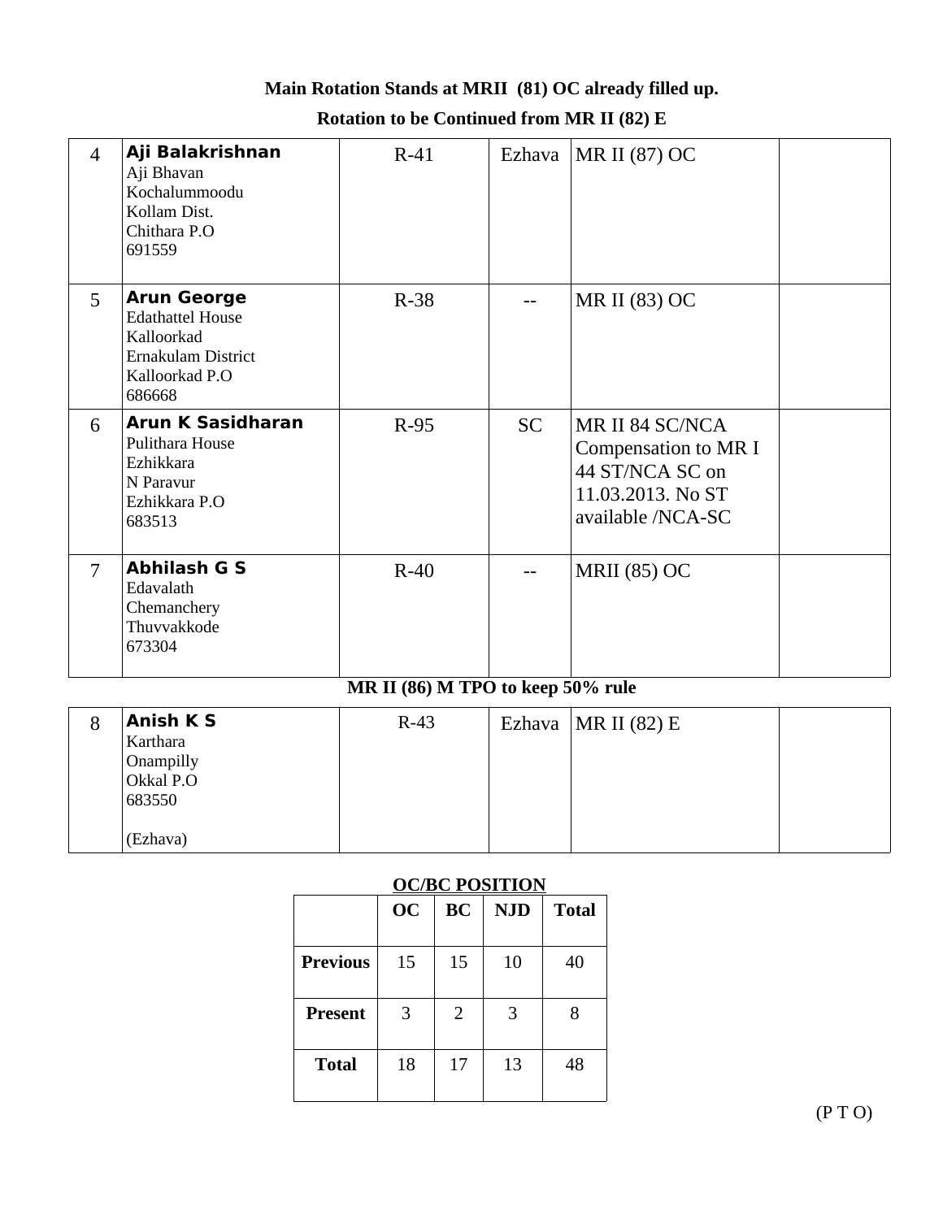**Main Rotation Stands at MRII (81) OC already filled up.**

**Rotation to be Continued from MR II (82) E**

| | | | | | |
|---|---|---|---|---|---|
| 4 | **Aji Balakrishnan**<br>Aji Bhavan<br>Kochalummoodu<br>Kollam Dist.<br>Chithara P.O<br>691559 | R-41 | Ezhava | MR II (87) OC | |
| 5 | **Arun George**<br>Edathattel House<br>Kalloorkad<br>Ernakulam District<br>Kalloorkad P.O<br>686668 | R-38 | -- | MR II (83) OC | |
| 6 | **Arun K Sasidharan**<br>Pulithara House<br>Ezhikkara<br>N Paravur<br>Ezhikkara P.O<br>683513 | R-95 | SC | MR II 84 SC/NCA Compensation to MR I 44 ST/NCA SC on 11.03.2013. No ST available /NCA-SC | |
| 7 | **Abhilash G S**<br>Edavalath<br>Chemanchery<br>Thuvvakkode<br>673304 | R-40 | -- | MRII (85) OC | |

**MR II (86) M TPO to keep 50% rule**

| | | | | | |
|---|---|---|---|---|---|
| 8 | **Anish K S**<br>Karthara<br>Onampilly<br>Okkal P.O<br>683550<br><br>(Ezhava) | R-43 | Ezhava | MR II (82) E | |

**OC/BC POSITION**

| | OC | BC | NJD | Total |
|---|---|---|---|---|
| **Previous** | 15 | 15 | 10 | 40 |
| **Present** | 3 | 2 | 3 | 8 |
| **Total** | 18 | 17 | 13 | 48 |

(P T O)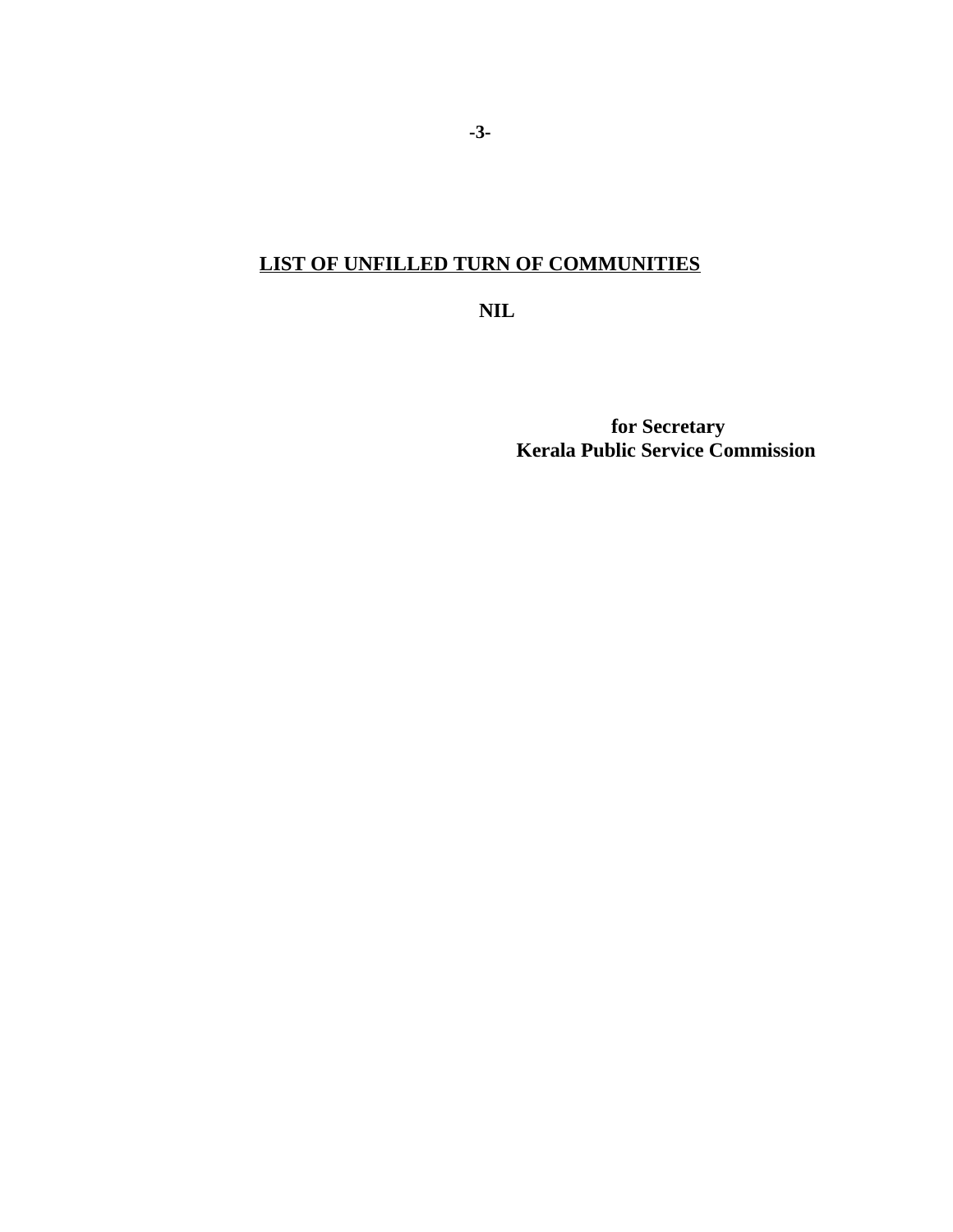**LIST OF UNFILLED TURN OF COMMUNITIES**

**NIL**

**for Secretary**
**Kerala Public Service Commission**